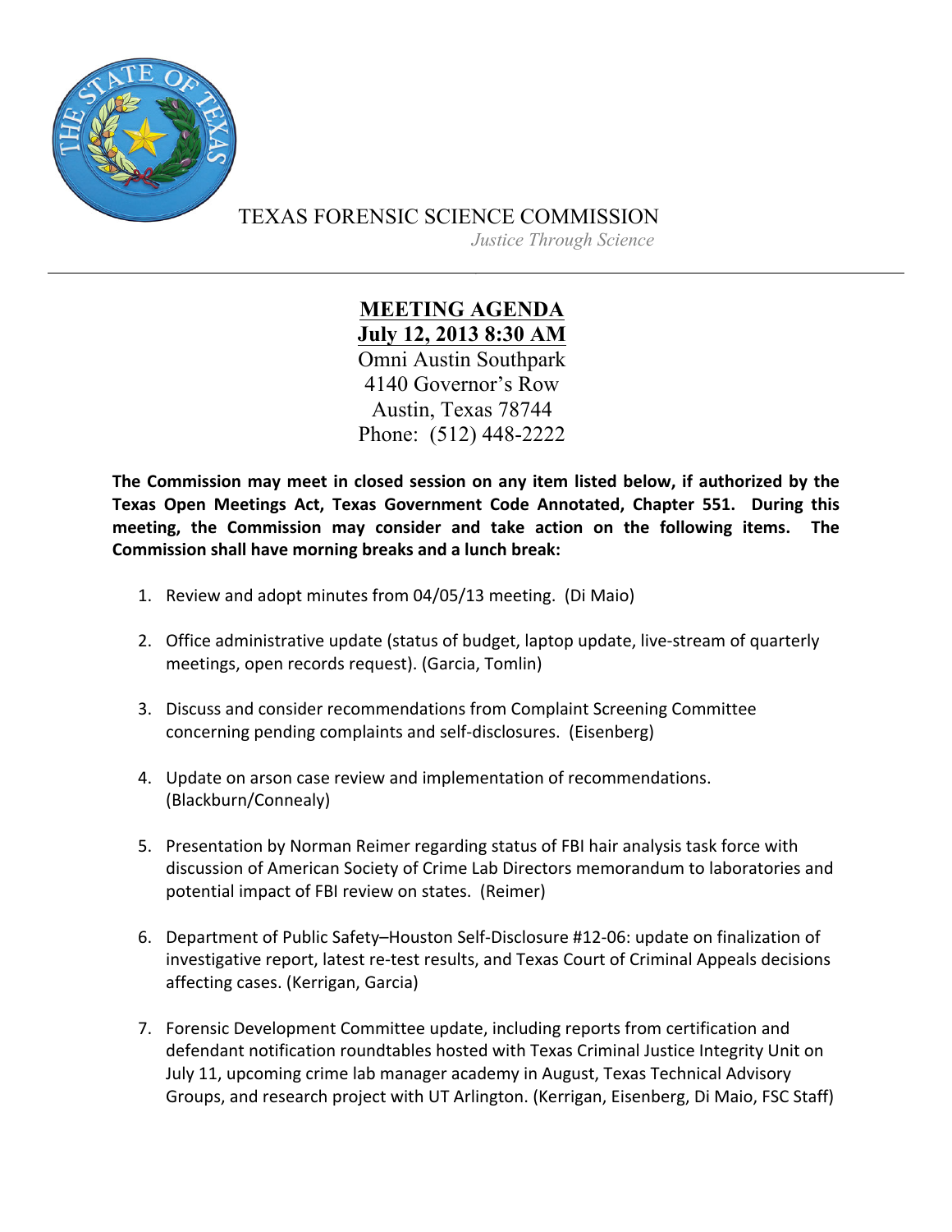TEXAS FORENSIC SCIENCE COMMISSION

*Justice Through Science*

---

## MEETING AGENDA

**July 12, 2013 8:30 AM**

Omni Austin Southpark
4140 Governor's Row
Austin, Texas 78744
Phone: (512) 448-2222

**The Commission may meet in closed session on any item listed below, if authorized by the Texas Open Meetings Act, Texas Government Code Annotated, Chapter 551. During this meeting, the Commission may consider and take action on the following items. The Commission shall have morning breaks and a lunch break:**

1. Review and adopt minutes from 04/05/13 meeting. (Di Maio)

2. Office administrative update (status of budget, laptop update, live-stream of quarterly meetings, open records request). (Garcia, Tomlin)

3. Discuss and consider recommendations from Complaint Screening Committee concerning pending complaints and self-disclosures. (Eisenberg)

4. Update on arson case review and implementation of recommendations. (Blackburn/Connealy)

5. Presentation by Norman Reimer regarding status of FBI hair analysis task force with discussion of American Society of Crime Lab Directors memorandum to laboratories and potential impact of FBI review on states. (Reimer)

6. Department of Public Safety–Houston Self-Disclosure #12-06: update on finalization of investigative report, latest re-test results, and Texas Court of Criminal Appeals decisions affecting cases. (Kerrigan, Garcia)

7. Forensic Development Committee update, including reports from certification and defendant notification roundtables hosted with Texas Criminal Justice Integrity Unit on July 11, upcoming crime lab manager academy in August, Texas Technical Advisory Groups, and research project with UT Arlington. (Kerrigan, Eisenberg, Di Maio, FSC Staff)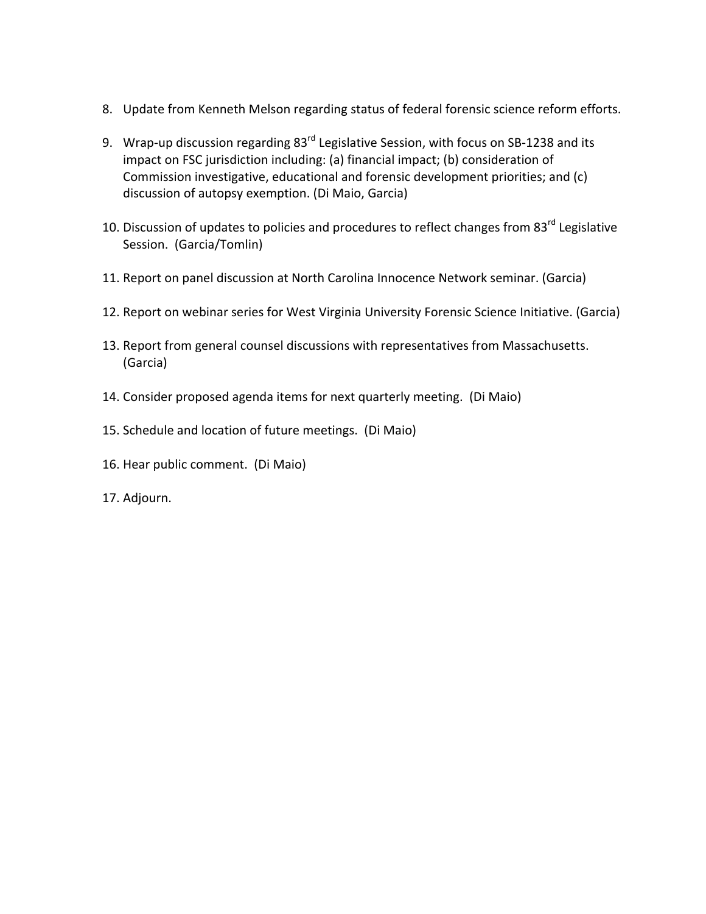8. Update from Kenneth Melson regarding status of federal forensic science reform efforts.

9. Wrap-up discussion regarding 83rd Legislative Session, with focus on SB-1238 and its impact on FSC jurisdiction including: (a) financial impact; (b) consideration of Commission investigative, educational and forensic development priorities; and (c) discussion of autopsy exemption. (Di Maio, Garcia)

10. Discussion of updates to policies and procedures to reflect changes from 83rd Legislative Session. (Garcia/Tomlin)

11. Report on panel discussion at North Carolina Innocence Network seminar. (Garcia)

12. Report on webinar series for West Virginia University Forensic Science Initiative. (Garcia)

13. Report from general counsel discussions with representatives from Massachusetts. (Garcia)

14. Consider proposed agenda items for next quarterly meeting. (Di Maio)

15. Schedule and location of future meetings. (Di Maio)

16. Hear public comment. (Di Maio)

17. Adjourn.